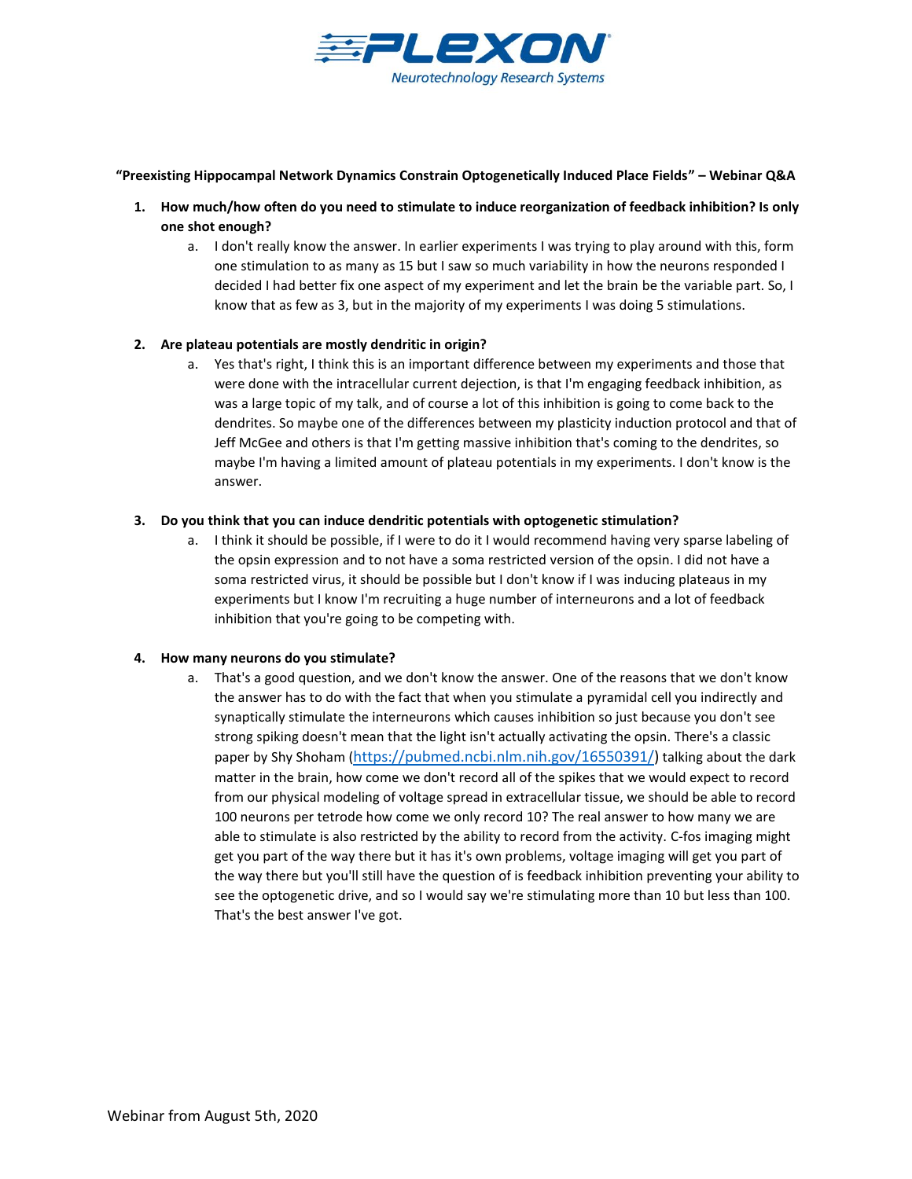**"Preexisting Hippocampal Network Dynamics Constrain Optogenetically Induced Place Fields" – Webinar Q&A**

1. **How much/how often do you need to stimulate to induce reorganization of feedback inhibition? Is only one shot enough?**
    a. I don't really know the answer. In earlier experiments I was trying to play around with this, form one stimulation to as many as 15 but I saw so much variability in how the neurons responded I decided I had better fix one aspect of my experiment and let the brain be the variable part. So, I know that as few as 3, but in the majority of my experiments I was doing 5 stimulations.

2. **Are plateau potentials are mostly dendritic in origin?**
    a. Yes that's right, I think this is an important difference between my experiments and those that were done with the intracellular current dejection, is that I'm engaging feedback inhibition, as was a large topic of my talk, and of course a lot of this inhibition is going to come back to the dendrites. So maybe one of the differences between my plasticity induction protocol and that of Jeff McGee and others is that I'm getting massive inhibition that's coming to the dendrites, so maybe I'm having a limited amount of plateau potentials in my experiments. I don't know is the answer.

3. **Do you think that you can induce dendritic potentials with optogenetic stimulation?**
    a. I think it should be possible, if I were to do it I would recommend having very sparse labeling of the opsin expression and to not have a soma restricted version of the opsin. I did not have a soma restricted virus, it should be possible but I don't know if I was inducing plateaus in my experiments but I know I'm recruiting a huge number of interneurons and a lot of feedback inhibition that you're going to be competing with.

4. **How many neurons do you stimulate?**
    a. That's a good question, and we don't know the answer. One of the reasons that we don't know the answer has to do with the fact that when you stimulate a pyramidal cell you indirectly and synaptically stimulate the interneurons which causes inhibition so just because you don't see strong spiking doesn't mean that the light isn't actually activating the opsin. There's a classic paper by Shy Shoham (https://pubmed.ncbi.nlm.nih.gov/16550391/) talking about the dark matter in the brain, how come we don't record all of the spikes that we would expect to record from our physical modeling of voltage spread in extracellular tissue, we should be able to record 100 neurons per tetrode how come we only record 10? The real answer to how many we are able to stimulate is also restricted by the ability to record from the activity. C-fos imaging might get you part of the way there but it has it's own problems, voltage imaging will get you part of the way there but you'll still have the question of is feedback inhibition preventing your ability to see the optogenetic drive, and so I would say we're stimulating more than 10 but less than 100. That's the best answer I've got.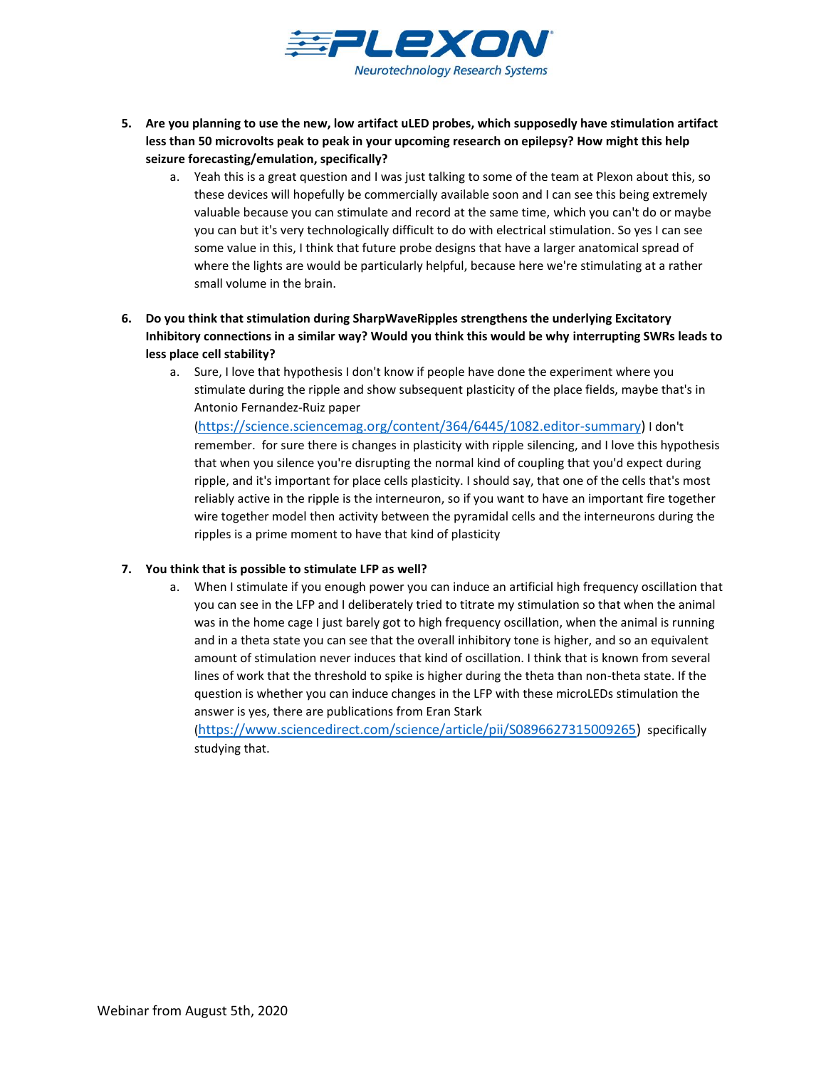5. **Are you planning to use the new, low artifact uLED probes, which supposedly have stimulation artifact less than 50 microvolts peak to peak in your upcoming research on epilepsy? How might this help seizure forecasting/emulation, specifically?**
    a. Yeah this is a great question and I was just talking to some of the team at Plexon about this, so these devices will hopefully be commercially available soon and I can see this being extremely valuable because you can stimulate and record at the same time, which you can't do or maybe you can but it's very technologically difficult to do with electrical stimulation. So yes I can see some value in this, I think that future probe designs that have a larger anatomical spread of where the lights are would be particularly helpful, because here we're stimulating at a rather small volume in the brain.

6. **Do you think that stimulation during SharpWaveRipples strengthens the underlying Excitatory Inhibitory connections in a similar way? Would you think this would be why interrupting SWRs leads to less place cell stability?**
    a. Sure, I love that hypothesis I don't know if people have done the experiment where you stimulate during the ripple and show subsequent plasticity of the place fields, maybe that's in Antonio Fernandez-Ruiz paper (https://science.sciencemag.org/content/364/6445/1082.editor-summary) I don't remember. for sure there is changes in plasticity with ripple silencing, and I love this hypothesis that when you silence you're disrupting the normal kind of coupling that you'd expect during ripple, and it's important for place cells plasticity. I should say, that one of the cells that's most reliably active in the ripple is the interneuron, so if you want to have an important fire together wire together model then activity between the pyramidal cells and the interneurons during the ripples is a prime moment to have that kind of plasticity

7. **You think that is possible to stimulate LFP as well?**
    a. When I stimulate if you enough power you can induce an artificial high frequency oscillation that you can see in the LFP and I deliberately tried to titrate my stimulation so that when the animal was in the home cage I just barely got to high frequency oscillation, when the animal is running and in a theta state you can see that the overall inhibitory tone is higher, and so an equivalent amount of stimulation never induces that kind of oscillation. I think that is known from several lines of work that the threshold to spike is higher during the theta than non-theta state. If the question is whether you can induce changes in the LFP with these microLEDs stimulation the answer is yes, there are publications from Eran Stark (https://www.sciencedirect.com/science/article/pii/S0896627315009265) specifically studying that.

Webinar from August 5th, 2020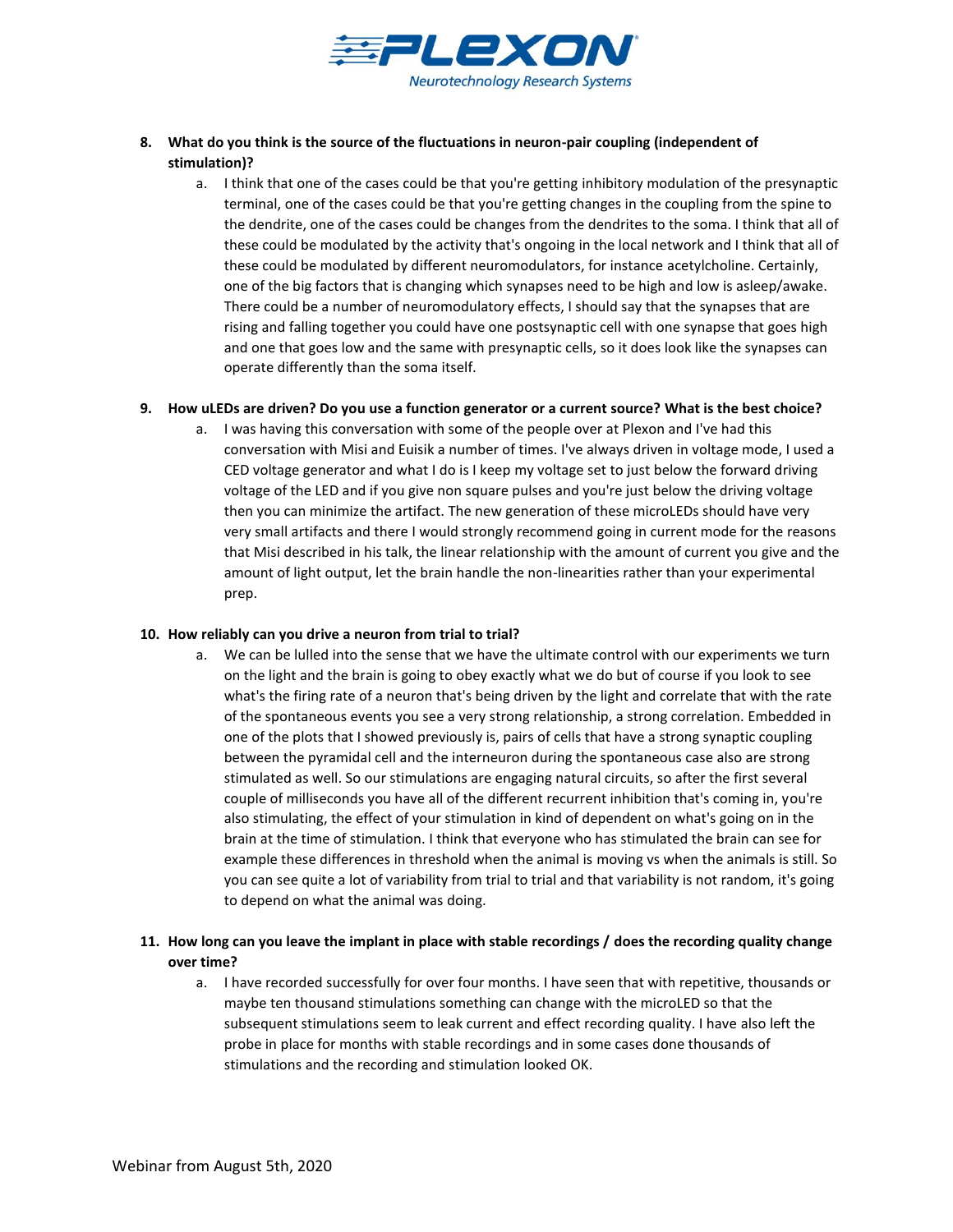8. **What do you think is the source of the fluctuations in neuron-pair coupling (independent of stimulation)?**
   a. I think that one of the cases could be that you're getting inhibitory modulation of the presynaptic terminal, one of the cases could be that you're getting changes in the coupling from the spine to the dendrite, one of the cases could be changes from the dendrites to the soma. I think that all of these could be modulated by the activity that's ongoing in the local network and I think that all of these could be modulated by different neuromodulators, for instance acetylcholine. Certainly, one of the big factors that is changing which synapses need to be high and low is asleep/awake. There could be a number of neuromodulatory effects, I should say that the synapses that are rising and falling together you could have one postsynaptic cell with one synapse that goes high and one that goes low and the same with presynaptic cells, so it does look like the synapses can operate differently than the soma itself.

9. **How uLEDs are driven? Do you use a function generator or a current source? What is the best choice?**
   a. I was having this conversation with some of the people over at Plexon and I've had this conversation with Misi and Euisik a number of times. I've always driven in voltage mode, I used a CED voltage generator and what I do is I keep my voltage set to just below the forward driving voltage of the LED and if you give non square pulses and you're just below the driving voltage then you can minimize the artifact. The new generation of these microLEDs should have very very small artifacts and there I would strongly recommend going in current mode for the reasons that Misi described in his talk, the linear relationship with the amount of current you give and the amount of light output, let the brain handle the non-linearities rather than your experimental prep.

10. **How reliably can you drive a neuron from trial to trial?**
    a. We can be lulled into the sense that we have the ultimate control with our experiments we turn on the light and the brain is going to obey exactly what we do but of course if you look to see what's the firing rate of a neuron that's being driven by the light and correlate that with the rate of the spontaneous events you see a very strong relationship, a strong correlation. Embedded in one of the plots that I showed previously is, pairs of cells that have a strong synaptic coupling between the pyramidal cell and the interneuron during the spontaneous case also are strong stimulated as well. So our stimulations are engaging natural circuits, so after the first several couple of milliseconds you have all of the different recurrent inhibition that's coming in, you're also stimulating, the effect of your stimulation in kind of dependent on what's going on in the brain at the time of stimulation. I think that everyone who has stimulated the brain can see for example these differences in threshold when the animal is moving vs when the animals is still. So you can see quite a lot of variability from trial to trial and that variability is not random, it's going to depend on what the animal was doing.

11. **How long can you leave the implant in place with stable recordings / does the recording quality change over time?**
    a. I have recorded successfully for over four months. I have seen that with repetitive, thousands or maybe ten thousand stimulations something can change with the microLED so that the subsequent stimulations seem to leak current and effect recording quality. I have also left the probe in place for months with stable recordings and in some cases done thousands of stimulations and the recording and stimulation looked OK.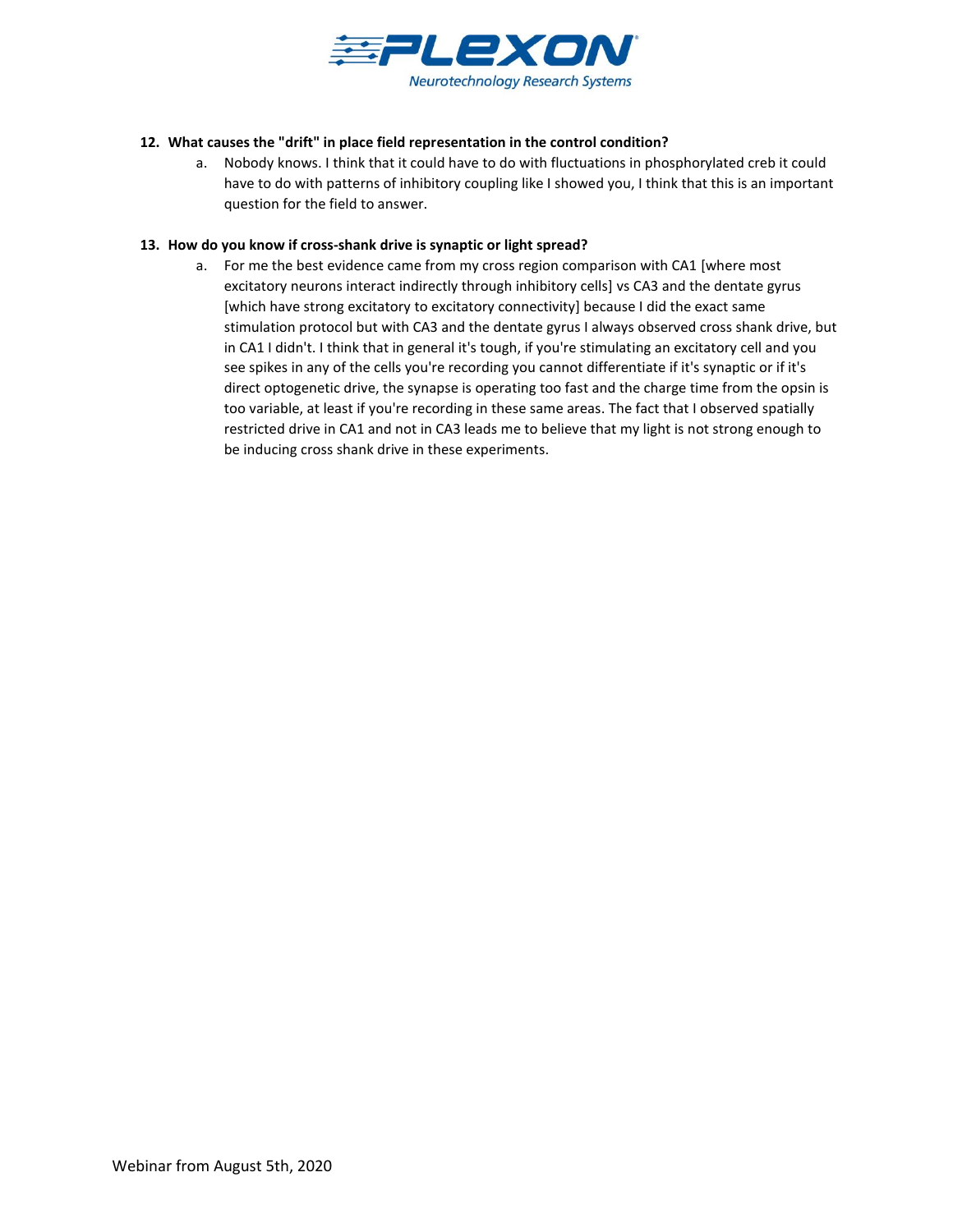12. **What causes the "drift" in place field representation in the control condition?**
    a. Nobody knows. I think that it could have to do with fluctuations in phosphorylated creb it could have to do with patterns of inhibitory coupling like I showed you, I think that this is an important question for the field to answer.

13. **How do you know if cross-shank drive is synaptic or light spread?**
    a. For me the best evidence came from my cross region comparison with CA1 [where most excitatory neurons interact indirectly through inhibitory cells] vs CA3 and the dentate gyrus [which have strong excitatory to excitatory connectivity] because I did the exact same stimulation protocol but with CA3 and the dentate gyrus I always observed cross shank drive, but in CA1 I didn't. I think that in general it's tough, if you're stimulating an excitatory cell and you see spikes in any of the cells you're recording you cannot differentiate if it's synaptic or if it's direct optogenetic drive, the synapse is operating too fast and the charge time from the opsin is too variable, at least if you're recording in these same areas. The fact that I observed spatially restricted drive in CA1 and not in CA3 leads me to believe that my light is not strong enough to be inducing cross shank drive in these experiments.